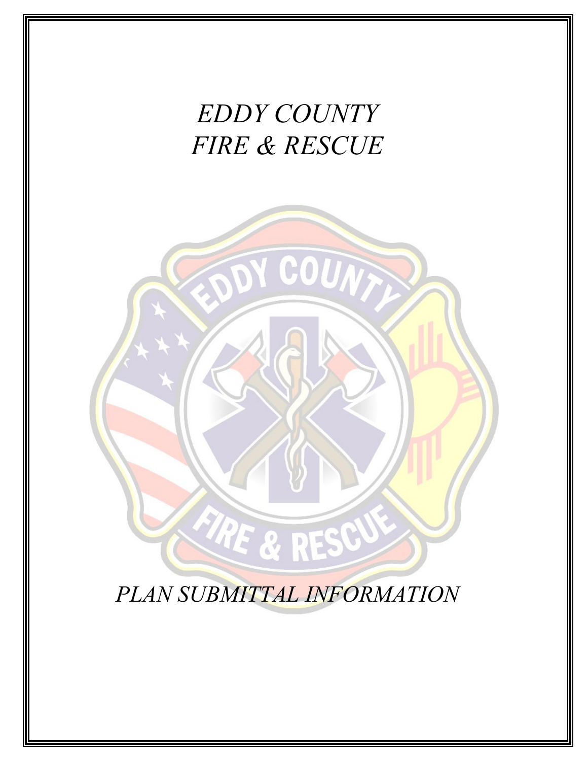# *EDDY COUNTY FIRE & RESCUE*

## *PLAN SUBMITTAL INFORMATION*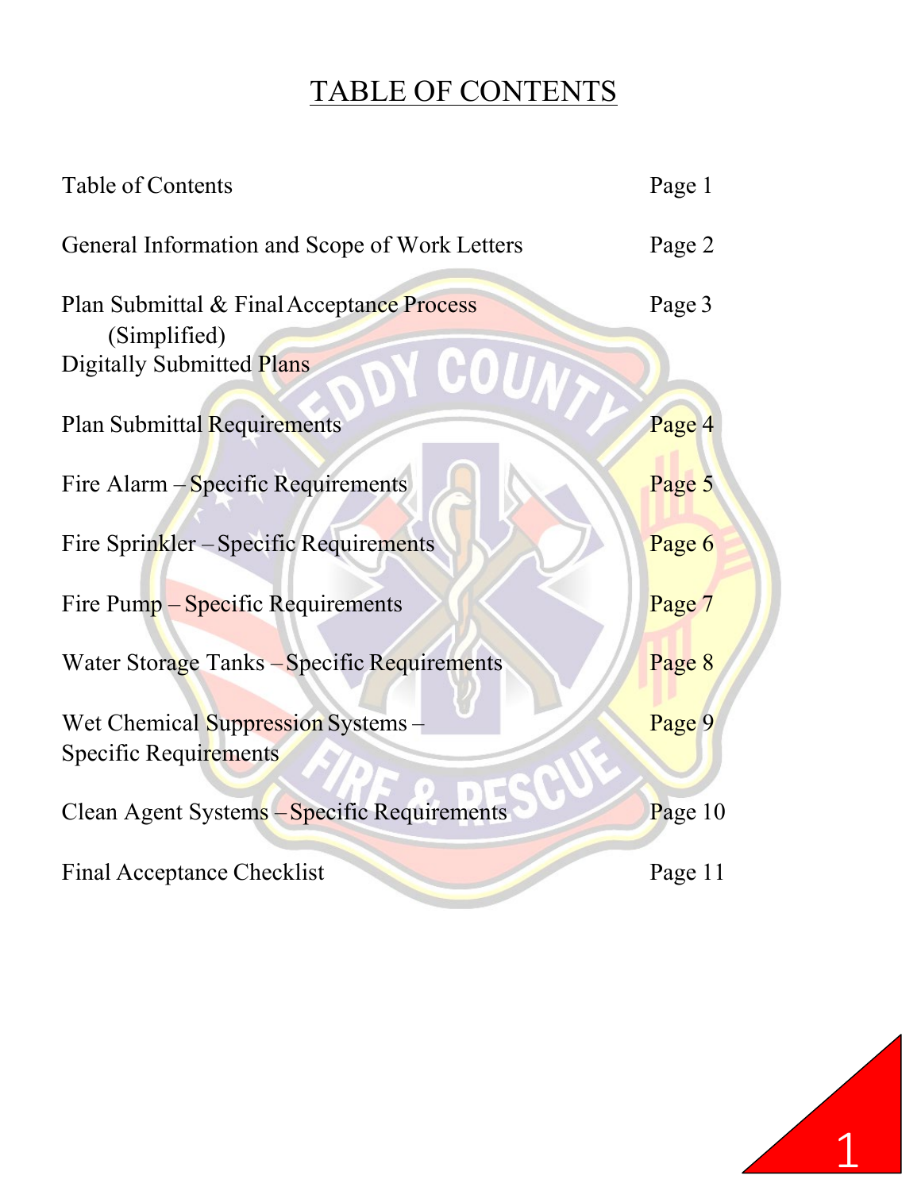# TABLE OF CONTENTS

| | |
|---|---|
| Table of Contents | Page 1 |
| General Information and Scope of Work Letters | Page 2 |
| Plan Submittal & Final Acceptance Process (Simplified)<br>Digitally Submitted Plans | Page 3 |
| Plan Submittal Requirements | Page 4 |
| Fire Alarm – Specific Requirements | Page 5 |
| Fire Sprinkler – Specific Requirements | Page 6 |
| Fire Pump – Specific Requirements | Page 7 |
| Water Storage Tanks – Specific Requirements | Page 8 |
| Wet Chemical Suppression Systems – Specific Requirements | Page 9 |
| Clean Agent Systems – Specific Requirements | Page 10 |
| Final Acceptance Checklist | Page 11 |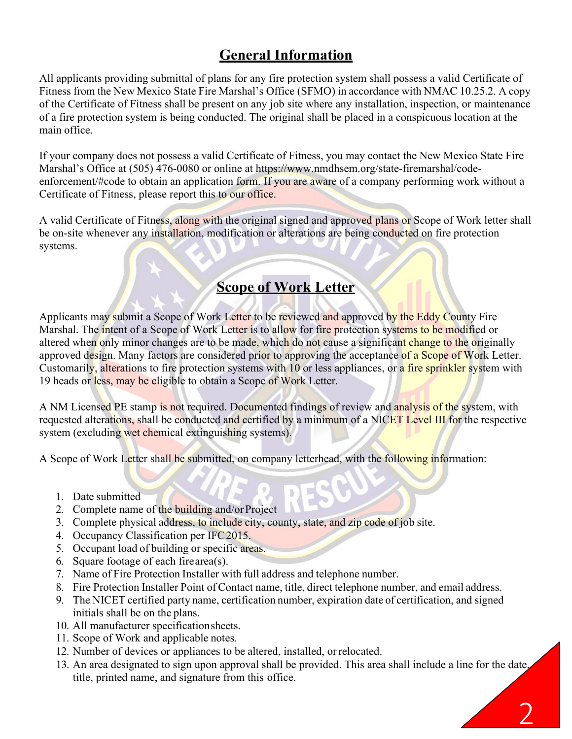## General Information

All applicants providing submittal of plans for any fire protection system shall possess a valid Certificate of Fitness from the New Mexico State Fire Marshal's Office (SFMO) in accordance with NMAC 10.25.2. A copy of the Certificate of Fitness shall be present on any job site where any installation, inspection, or maintenance of a fire protection system is being conducted. The original shall be placed in a conspicuous location at the main office.

If your company does not possess a valid Certificate of Fitness, you may contact the New Mexico State Fire Marshal's Office at (505) 476-0080 or online at https://www.nmdhsem.org/state-firemarshal/code-enforcement/#code to obtain an application form. If you are aware of a company performing work without a Certificate of Fitness, please report this to our office.

A valid Certificate of Fitness, along with the original signed and approved plans or Scope of Work letter shall be on-site whenever any installation, modification or alterations are being conducted on fire protection systems.

## Scope of Work Letter

Applicants may submit a Scope of Work Letter to be reviewed and approved by the Eddy County Fire Marshal. The intent of a Scope of Work Letter is to allow for fire protection systems to be modified or altered when only minor changes are to be made, which do not cause a significant change to the originally approved design. Many factors are considered prior to approving the acceptance of a Scope of Work Letter. Customarily, alterations to fire protection systems with 10 or less appliances, or a fire sprinkler system with 19 heads or less, may be eligible to obtain a Scope of Work Letter.

A NM Licensed PE stamp is not required. Documented findings of review and analysis of the system, with requested alterations, shall be conducted and certified by a minimum of a NICET Level III for the respective system (excluding wet chemical extinguishing systems).

A Scope of Work Letter shall be submitted, on company letterhead, with the following information:

1. Date submitted
2. Complete name of the building and/or Project
3. Complete physical address, to include city, county, state, and zip code of job site.
4. Occupancy Classification per IFC 2015.
5. Occupant load of building or specific areas.
6. Square footage of each fire area(s).
7. Name of Fire Protection Installer with full address and telephone number.
8. Fire Protection Installer Point of Contact name, title, direct telephone number, and email address.
9. The NICET certified party name, certification number, expiration date of certification, and signed initials shall be on the plans.
10. All manufacturer specification sheets.
11. Scope of Work and applicable notes.
12. Number of devices or appliances to be altered, installed, or relocated.
13. An area designated to sign upon approval shall be provided. This area shall include a line for the date, title, printed name, and signature from this office.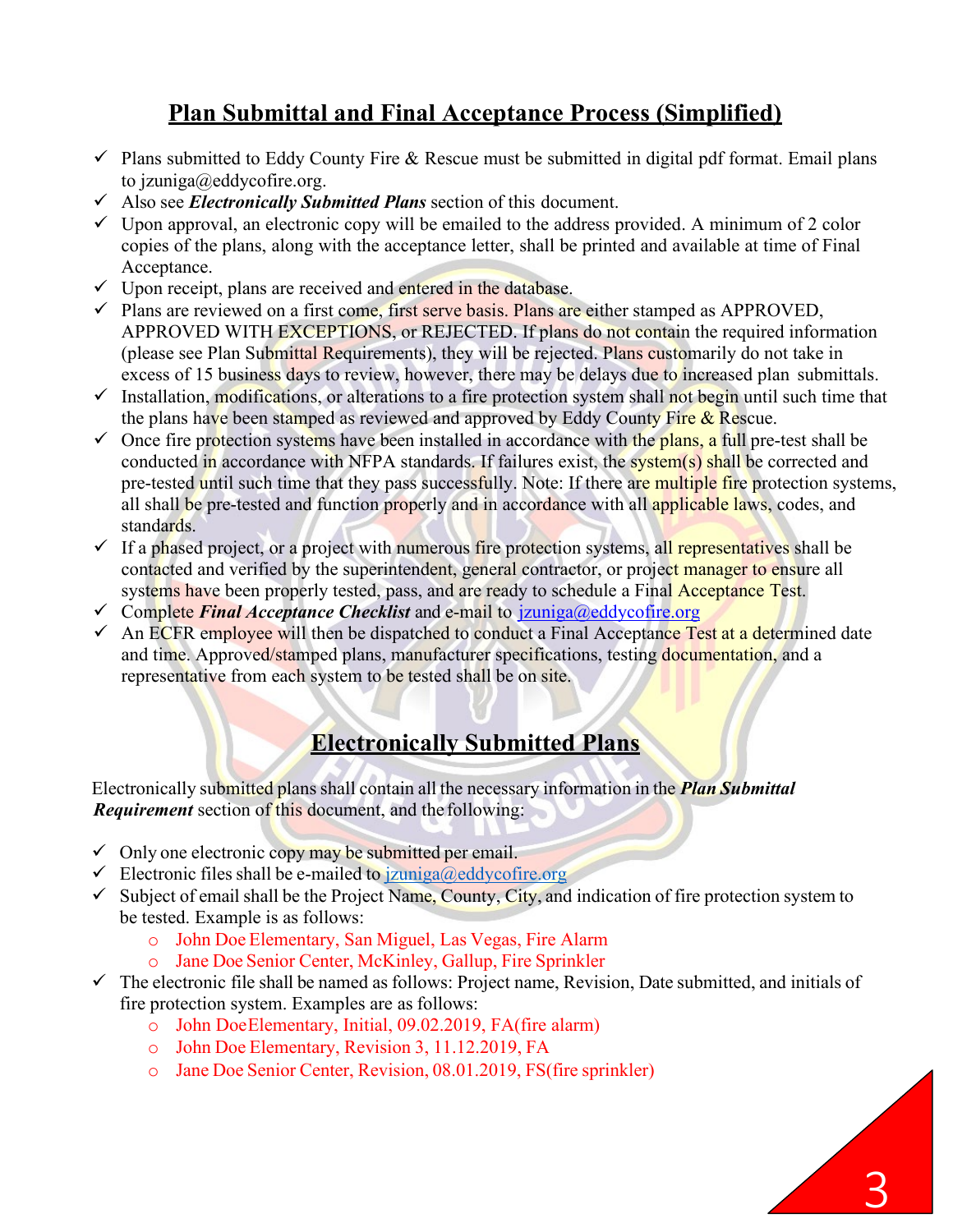## Plan Submittal and Final Acceptance Process (Simplified)

- ✓ Plans submitted to Eddy County Fire & Rescue must be submitted in digital pdf format. Email plans to jzuniga@eddycofire.org.
- ✓ Also see ***Electronically Submitted Plans*** section of this document.
- ✓ Upon approval, an electronic copy will be emailed to the address provided. A minimum of 2 color copies of the plans, along with the acceptance letter, shall be printed and available at time of Final Acceptance.
- ✓ Upon receipt, plans are received and entered in the database.
- ✓ Plans are reviewed on a first come, first serve basis. Plans are either stamped as APPROVED, APPROVED WITH EXCEPTIONS, or REJECTED. If plans do not contain the required information (please see Plan Submittal Requirements), they will be rejected. Plans customarily do not take in excess of 15 business days to review, however, there may be delays due to increased plan submittals.
- ✓ Installation, modifications, or alterations to a fire protection system shall not begin until such time that the plans have been stamped as reviewed and approved by Eddy County Fire & Rescue.
- ✓ Once fire protection systems have been installed in accordance with the plans, a full pre-test shall be conducted in accordance with NFPA standards. If failures exist, the system(s) shall be corrected and pre-tested until such time that they pass successfully. Note: If there are multiple fire protection systems, all shall be pre-tested and function properly and in accordance with all applicable laws, codes, and standards.
- ✓ If a phased project, or a project with numerous fire protection systems, all representatives shall be contacted and verified by the superintendent, general contractor, or project manager to ensure all systems have been properly tested, pass, and are ready to schedule a Final Acceptance Test.
- ✓ Complete ***Final Acceptance Checklist*** and e-mail to jzuniga@eddycofire.org
- ✓ An ECFR employee will then be dispatched to conduct a Final Acceptance Test at a determined date and time. Approved/stamped plans, manufacturer specifications, testing documentation, and a representative from each system to be tested shall be on site.

## Electronically Submitted Plans

Electronically submitted plans shall contain all the necessary information in the ***Plan Submittal Requirement*** section of this document, and the following:

- ✓ Only one electronic copy may be submitted per email.
- ✓ Electronic files shall be e-mailed to jzuniga@eddycofire.org
- ✓ Subject of email shall be the Project Name, County, City, and indication of fire protection system to be tested. Example is as follows:
  - John Doe Elementary, San Miguel, Las Vegas, Fire Alarm
  - Jane Doe Senior Center, McKinley, Gallup, Fire Sprinkler
- ✓ The electronic file shall be named as follows: Project name, Revision, Date submitted, and initials of fire protection system. Examples are as follows:
  - John DoeElementary, Initial, 09.02.2019, FA(fire alarm)
  - John Doe Elementary, Revision 3, 11.12.2019, FA
  - Jane Doe Senior Center, Revision, 08.01.2019, FS(fire sprinkler)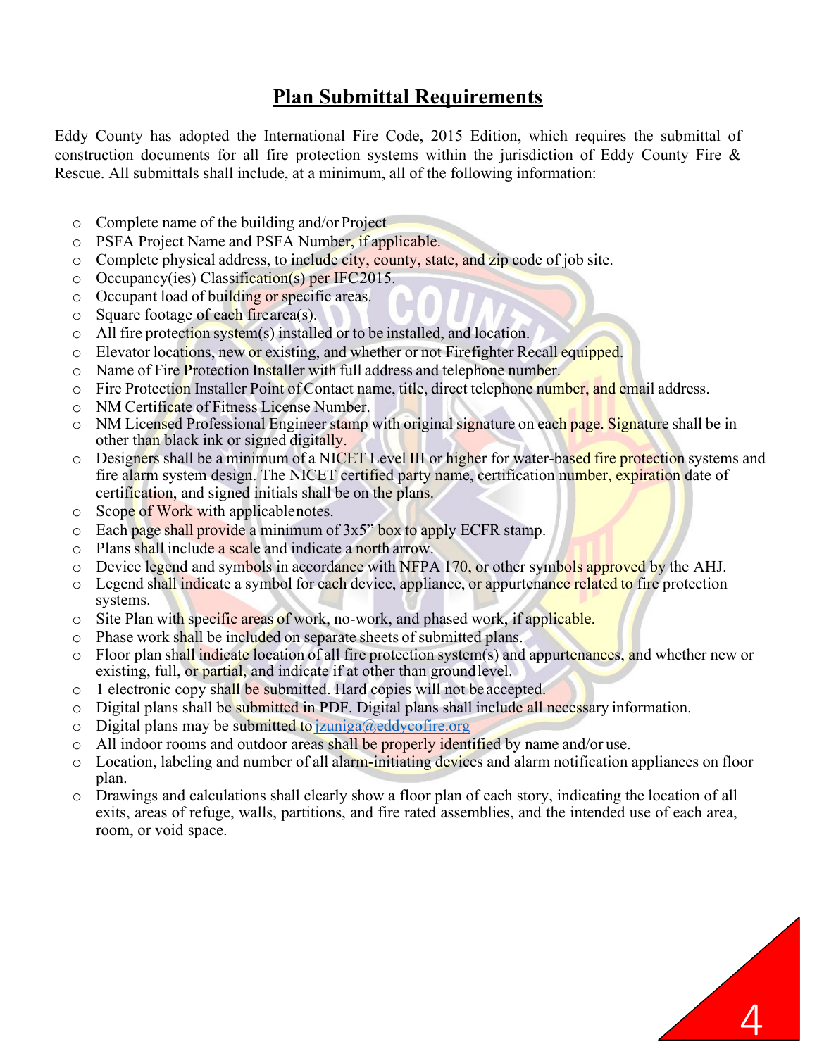# Plan Submittal Requirements

Eddy County has adopted the International Fire Code, 2015 Edition, which requires the submittal of construction documents for all fire protection systems within the jurisdiction of Eddy County Fire & Rescue. All submittals shall include, at a minimum, all of the following information:

- Complete name of the building and/or Project
- PSFA Project Name and PSFA Number, if applicable.
- Complete physical address, to include city, county, state, and zip code of job site.
- Occupancy(ies) Classification(s) per IFC2015.
- Occupant load of building or specific areas.
- Square footage of each firearea(s).
- All fire protection system(s) installed or to be installed, and location.
- Elevator locations, new or existing, and whether or not Firefighter Recall equipped.
- Name of Fire Protection Installer with full address and telephone number.
- Fire Protection Installer Point of Contact name, title, direct telephone number, and email address.
- NM Certificate of Fitness License Number.
- NM Licensed Professional Engineer stamp with original signature on each page. Signature shall be in other than black ink or signed digitally.
- Designers shall be a minimum of a NICET Level III or higher for water-based fire protection systems and fire alarm system design. The NICET certified party name, certification number, expiration date of certification, and signed initials shall be on the plans.
- Scope of Work with applicablenotes.
- Each page shall provide a minimum of 3x5" box to apply ECFR stamp.
- Plans shall include a scale and indicate a north arrow.
- Device legend and symbols in accordance with NFPA 170, or other symbols approved by the AHJ.
- Legend shall indicate a symbol for each device, appliance, or appurtenance related to fire protection systems.
- Site Plan with specific areas of work, no-work, and phased work, if applicable.
- Phase work shall be included on separate sheets of submitted plans.
- Floor plan shall indicate location of all fire protection system(s) and appurtenances, and whether new or existing, full, or partial, and indicate if at other than groundlevel.
- 1 electronic copy shall be submitted. Hard copies will not be accepted.
- Digital plans shall be submitted in PDF. Digital plans shall include all necessary information.
- Digital plans may be submitted to jzuniga@eddycofire.org
- All indoor rooms and outdoor areas shall be properly identified by name and/or use.
- Location, labeling and number of all alarm-initiating devices and alarm notification appliances on floor plan.
- Drawings and calculations shall clearly show a floor plan of each story, indicating the location of all exits, areas of refuge, walls, partitions, and fire rated assemblies, and the intended use of each area, room, or void space.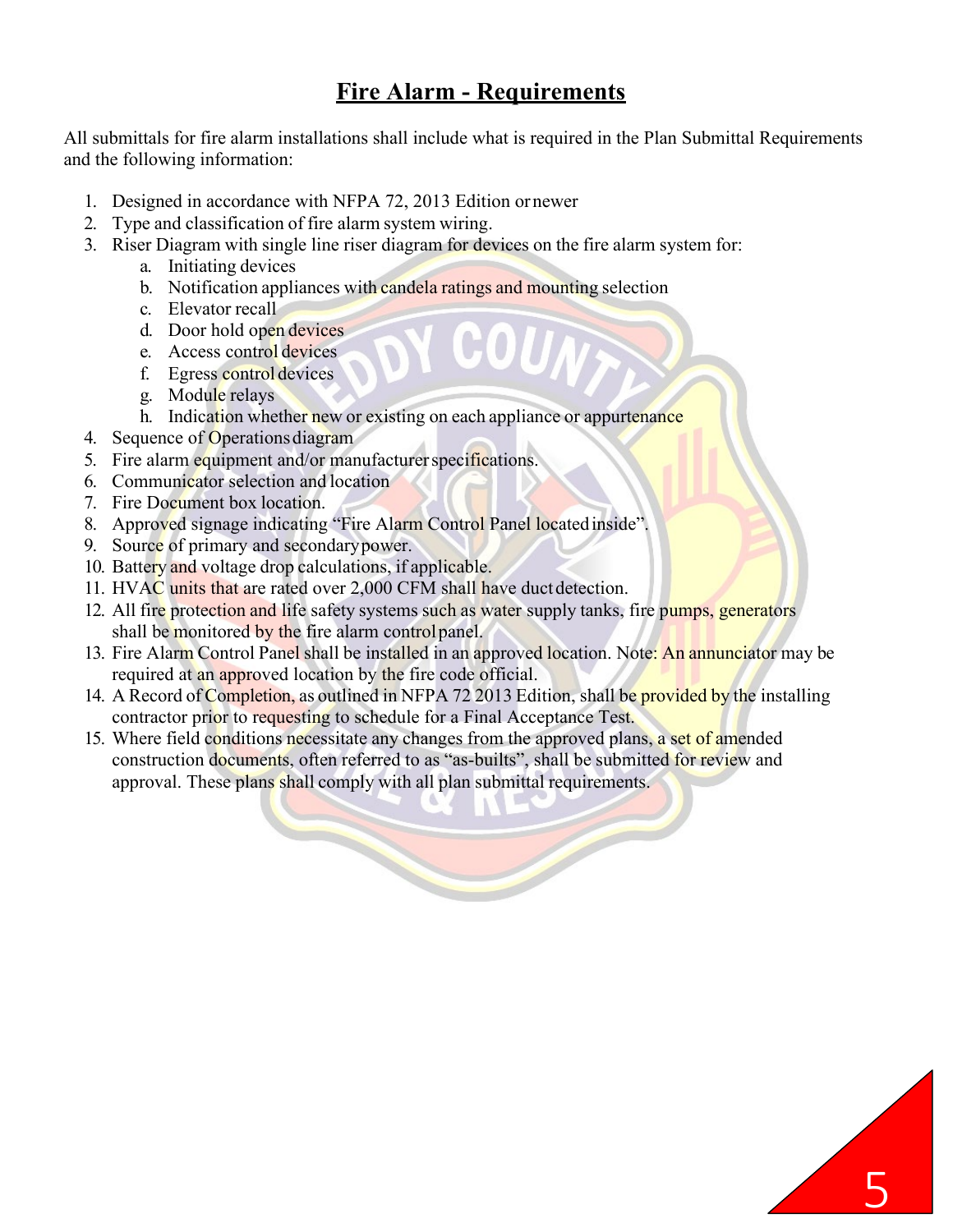# Fire Alarm - Requirements

All submittals for fire alarm installations shall include what is required in the Plan Submittal Requirements and the following information:

1. Designed in accordance with NFPA 72, 2013 Edition or newer
2. Type and classification of fire alarm system wiring.
3. Riser Diagram with single line riser diagram for devices on the fire alarm system for:
    a. Initiating devices
    b. Notification appliances with candela ratings and mounting selection
    c. Elevator recall
    d. Door hold open devices
    e. Access control devices
    f. Egress control devices
    g. Module relays
    h. Indication whether new or existing on each appliance or appurtenance
4. Sequence of Operations diagram
5. Fire alarm equipment and/or manufacturer specifications.
6. Communicator selection and location
7. Fire Document box location.
8. Approved signage indicating "Fire Alarm Control Panel located inside".
9. Source of primary and secondary power.
10. Battery and voltage drop calculations, if applicable.
11. HVAC units that are rated over 2,000 CFM shall have duct detection.
12. All fire protection and life safety systems such as water supply tanks, fire pumps, generators shall be monitored by the fire alarm control panel.
13. Fire Alarm Control Panel shall be installed in an approved location. Note: An annunciator may be required at an approved location by the fire code official.
14. A Record of Completion, as outlined in NFPA 72 2013 Edition, shall be provided by the installing contractor prior to requesting to schedule for a Final Acceptance Test.
15. Where field conditions necessitate any changes from the approved plans, a set of amended construction documents, often referred to as "as-builts", shall be submitted for review and approval. These plans shall comply with all plan submittal requirements.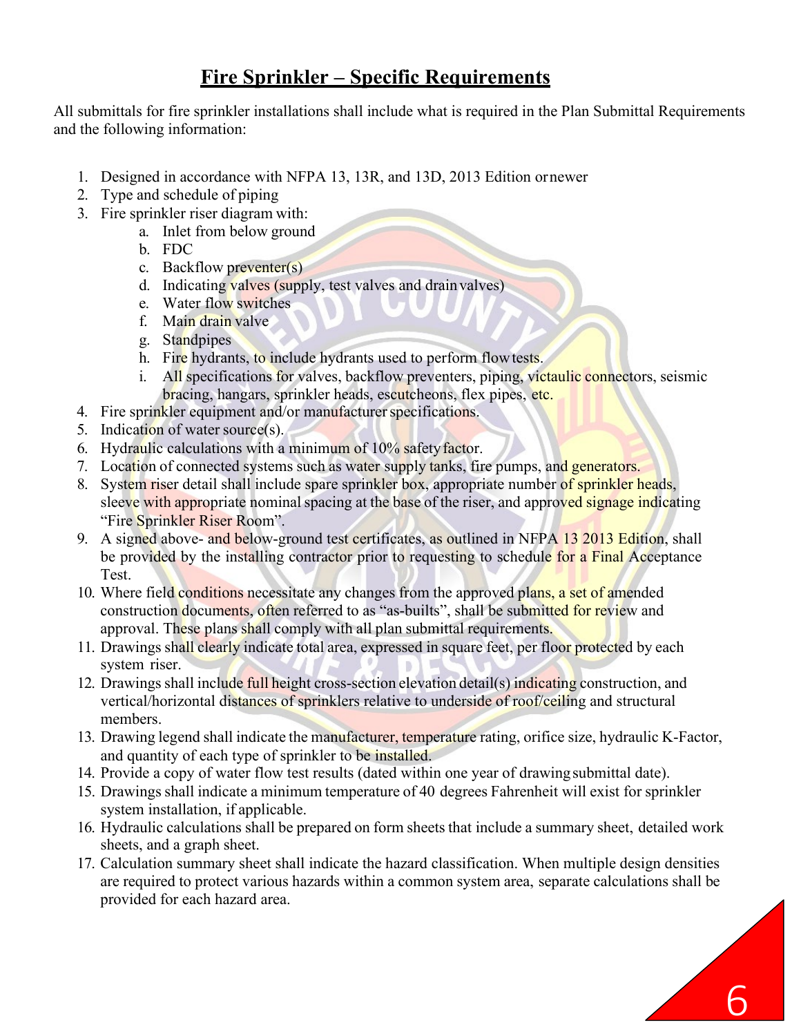# Fire Sprinkler – Specific Requirements

All submittals for fire sprinkler installations shall include what is required in the Plan Submittal Requirements and the following information:

1. Designed in accordance with NFPA 13, 13R, and 13D, 2013 Edition or newer
2. Type and schedule of piping
3. Fire sprinkler riser diagram with:
   a. Inlet from below ground
   b. FDC
   c. Backflow preventer(s)
   d. Indicating valves (supply, test valves and drain valves)
   e. Water flow switches
   f. Main drain valve
   g. Standpipes
   h. Fire hydrants, to include hydrants used to perform flow tests.
   i. All specifications for valves, backflow preventers, piping, victaulic connectors, seismic bracing, hangars, sprinkler heads, escutcheons, flex pipes, etc.
4. Fire sprinkler equipment and/or manufacturer specifications.
5. Indication of water source(s).
6. Hydraulic calculations with a minimum of 10% safety factor.
7. Location of connected systems such as water supply tanks, fire pumps, and generators.
8. System riser detail shall include spare sprinkler box, appropriate number of sprinkler heads, sleeve with appropriate nominal spacing at the base of the riser, and approved signage indicating "Fire Sprinkler Riser Room".
9. A signed above- and below-ground test certificates, as outlined in NFPA 13 2013 Edition, shall be provided by the installing contractor prior to requesting to schedule for a Final Acceptance Test.
10. Where field conditions necessitate any changes from the approved plans, a set of amended construction documents, often referred to as "as-builts", shall be submitted for review and approval. These plans shall comply with all plan submittal requirements.
11. Drawings shall clearly indicate total area, expressed in square feet, per floor protected by each system riser.
12. Drawings shall include full height cross-section elevation detail(s) indicating construction, and vertical/horizontal distances of sprinklers relative to underside of roof/ceiling and structural members.
13. Drawing legend shall indicate the manufacturer, temperature rating, orifice size, hydraulic K-Factor, and quantity of each type of sprinkler to be installed.
14. Provide a copy of water flow test results (dated within one year of drawing submittal date).
15. Drawings shall indicate a minimum temperature of 40 degrees Fahrenheit will exist for sprinkler system installation, if applicable.
16. Hydraulic calculations shall be prepared on form sheets that include a summary sheet, detailed work sheets, and a graph sheet.
17. Calculation summary sheet shall indicate the hazard classification. When multiple design densities are required to protect various hazards within a common system area, separate calculations shall be provided for each hazard area.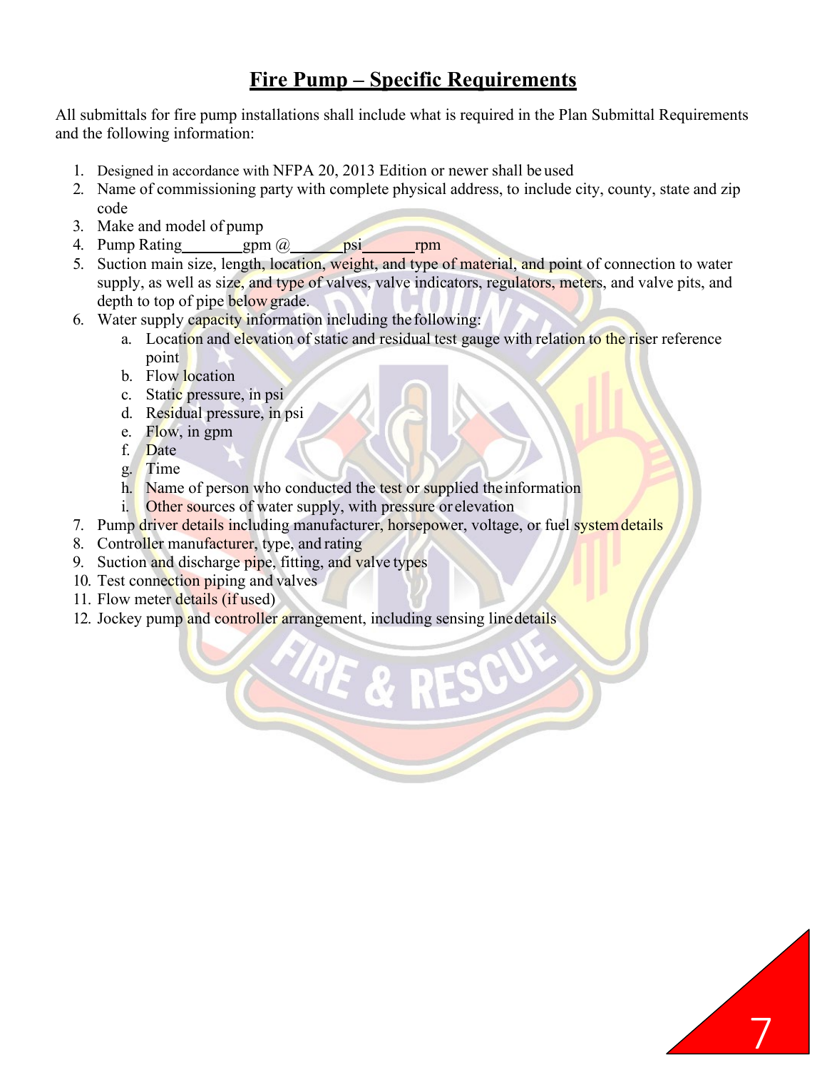# Fire Pump – Specific Requirements

All submittals for fire pump installations shall include what is required in the Plan Submittal Requirements and the following information:

1. Designed in accordance with NFPA 20, 2013 Edition or newer shall be used
2. Name of commissioning party with complete physical address, to include city, county, state and zip code
3. Make and model of pump
4. Pump Rating________gpm @______psi______rpm
5. Suction main size, length, location, weight, and type of material, and point of connection to water supply, as well as size, and type of valves, valve indicators, regulators, meters, and valve pits, and depth to top of pipe below grade.
6. Water supply capacity information including the following:
   a. Location and elevation of static and residual test gauge with relation to the riser reference point
   b. Flow location
   c. Static pressure, in psi
   d. Residual pressure, in psi
   e. Flow, in gpm
   f. Date
   g. Time
   h. Name of person who conducted the test or supplied the information
   i. Other sources of water supply, with pressure or elevation
7. Pump driver details including manufacturer, horsepower, voltage, or fuel system details
8. Controller manufacturer, type, and rating
9. Suction and discharge pipe, fitting, and valve types
10. Test connection piping and valves
11. Flow meter details (if used)
12. Jockey pump and controller arrangement, including sensing line details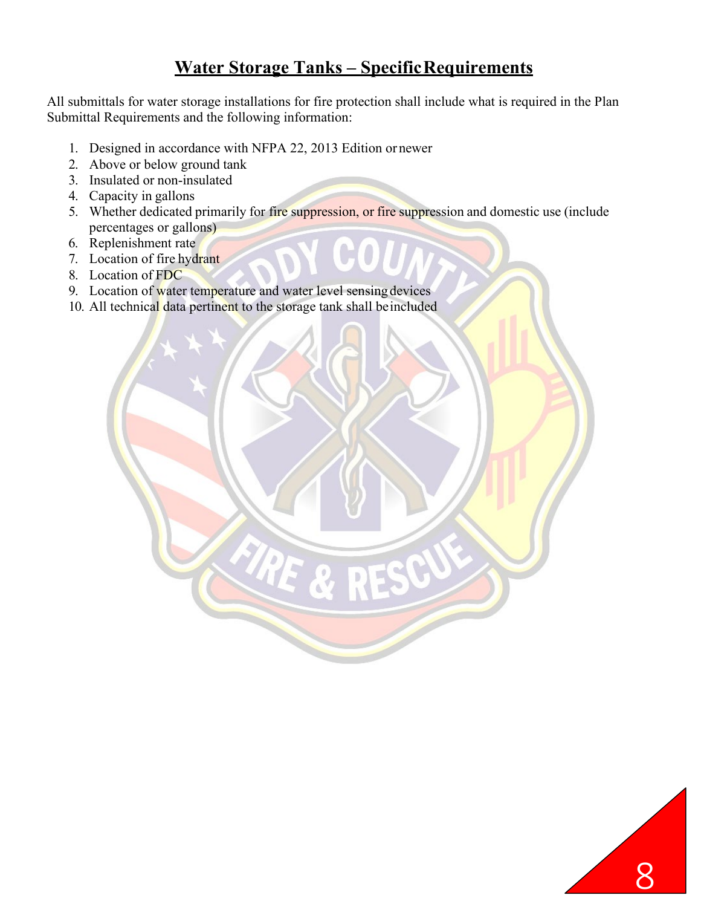## Water Storage Tanks – Specific Requirements

All submittals for water storage installations for fire protection shall include what is required in the Plan Submittal Requirements and the following information:

1. Designed in accordance with NFPA 22, 2013 Edition or newer
2. Above or below ground tank
3. Insulated or non-insulated
4. Capacity in gallons
5. Whether dedicated primarily for fire suppression, or fire suppression and domestic use (include percentages or gallons)
6. Replenishment rate
7. Location of fire hydrant
8. Location of FDC
9. Location of water temperature and water level sensing devices
10. All technical data pertinent to the storage tank shall be included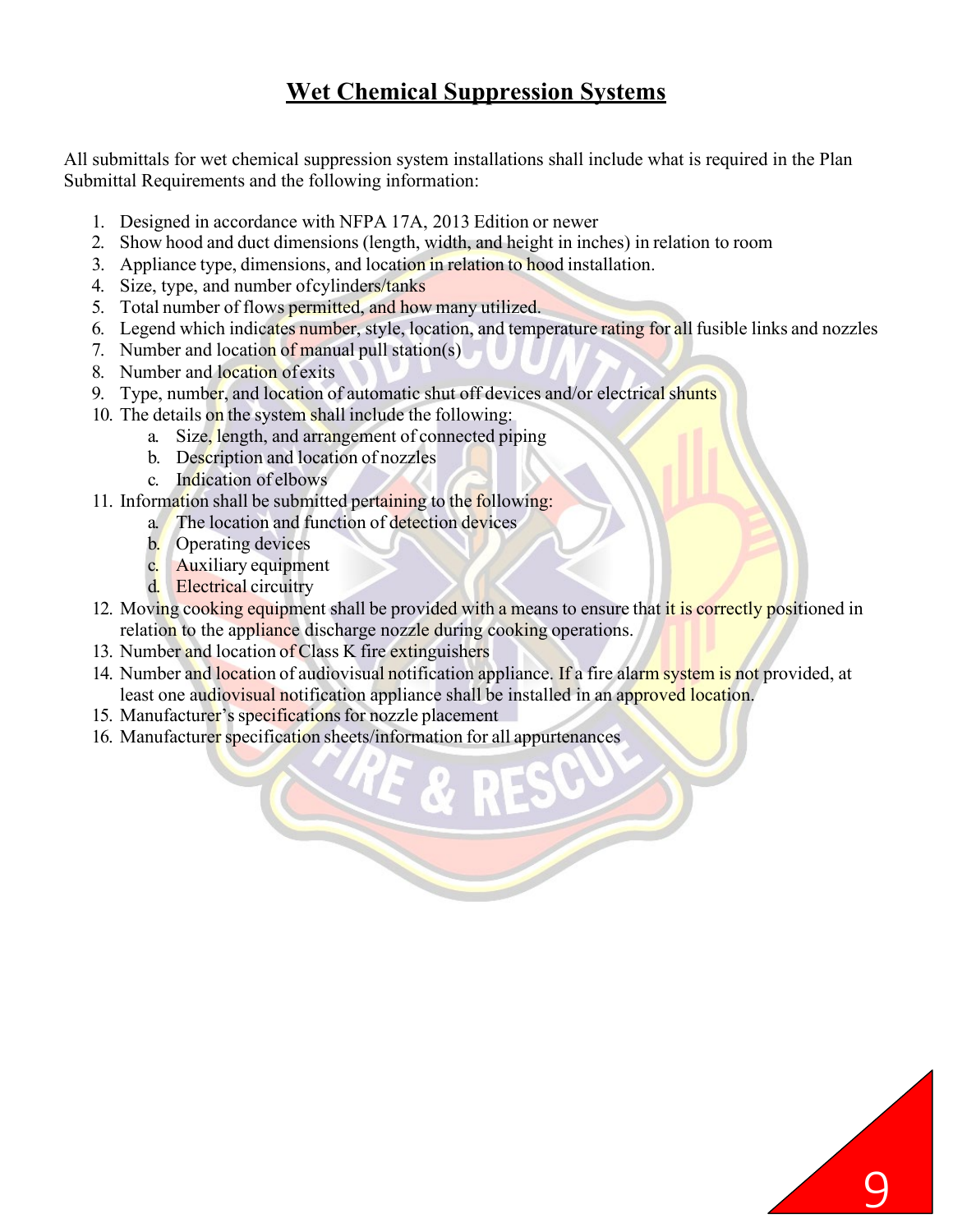# Wet Chemical Suppression Systems

All submittals for wet chemical suppression system installations shall include what is required in the Plan Submittal Requirements and the following information:

1. Designed in accordance with NFPA 17A, 2013 Edition or newer
2. Show hood and duct dimensions (length, width, and height in inches) in relation to room
3. Appliance type, dimensions, and location in relation to hood installation.
4. Size, type, and number ofcylinders/tanks
5. Total number of flows permitted, and how many utilized.
6. Legend which indicates number, style, location, and temperature rating for all fusible links and nozzles
7. Number and location of manual pull station(s)
8. Number and location ofexits
9. Type, number, and location of automatic shut off devices and/or electrical shunts
10. The details on the system shall include the following:
    a. Size, length, and arrangement of connected piping
    b. Description and location of nozzles
    c. Indication of elbows
11. Information shall be submitted pertaining to the following:
    a. The location and function of detection devices
    b. Operating devices
    c. Auxiliary equipment
    d. Electrical circuitry
12. Moving cooking equipment shall be provided with a means to ensure that it is correctly positioned in relation to the appliance discharge nozzle during cooking operations.
13. Number and location of Class K fire extinguishers
14. Number and location of audiovisual notification appliance. If a fire alarm system is not provided, at least one audiovisual notification appliance shall be installed in an approved location.
15. Manufacturer's specifications for nozzle placement
16. Manufacturer specification sheets/information for all appurtenances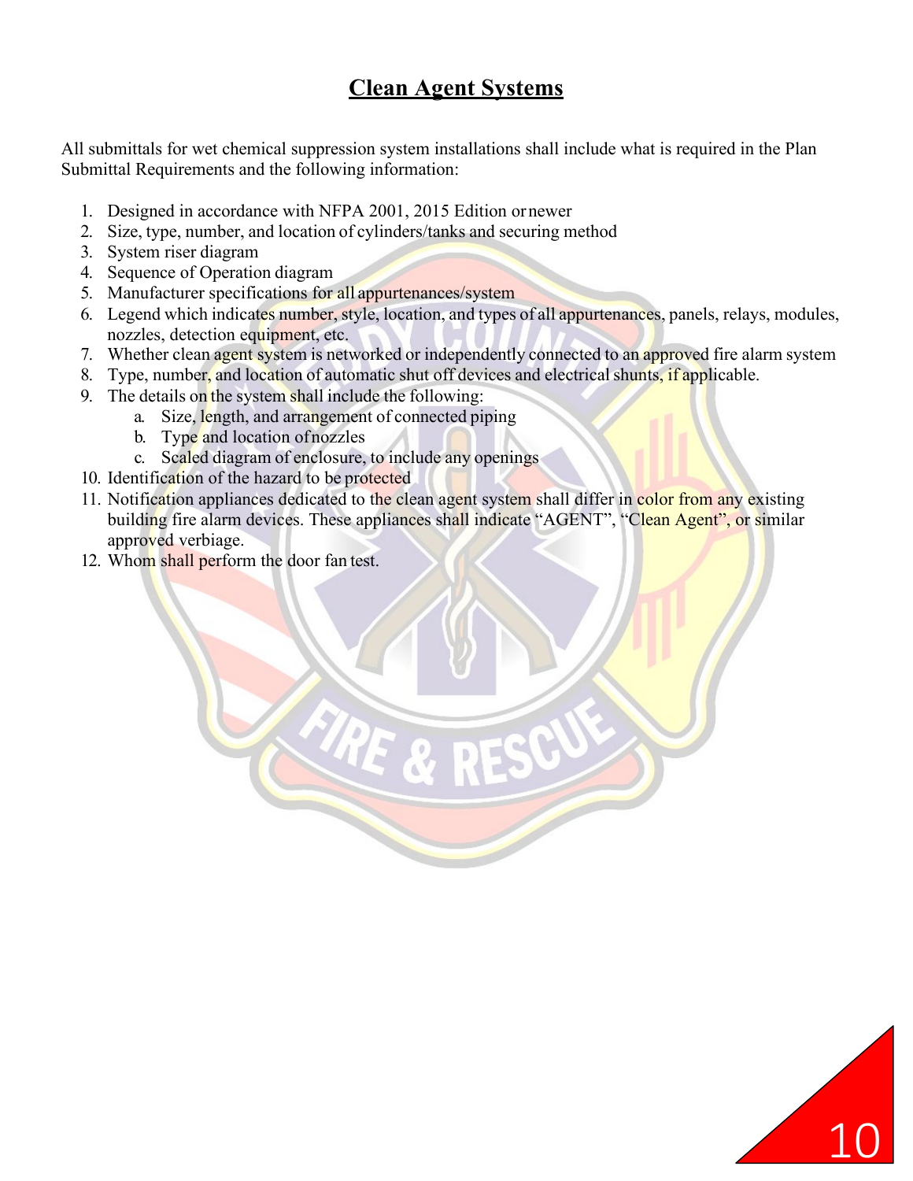# Clean Agent Systems

All submittals for wet chemical suppression system installations shall include what is required in the Plan Submittal Requirements and the following information:

1. Designed in accordance with NFPA 2001, 2015 Edition or newer
2. Size, type, number, and location of cylinders/tanks and securing method
3. System riser diagram
4. Sequence of Operation diagram
5. Manufacturer specifications for all appurtenances/system
6. Legend which indicates number, style, location, and types of all appurtenances, panels, relays, modules, nozzles, detection equipment, etc.
7. Whether clean agent system is networked or independently connected to an approved fire alarm system
8. Type, number, and location of automatic shut off devices and electrical shunts, if applicable.
9. The details on the system shall include the following:
   a. Size, length, and arrangement of connected piping
   b. Type and location of nozzles
   c. Scaled diagram of enclosure, to include any openings
10. Identification of the hazard to be protected
11. Notification appliances dedicated to the clean agent system shall differ in color from any existing building fire alarm devices. These appliances shall indicate “AGENT”, “Clean Agent”, or similar approved verbiage.
12. Whom shall perform the door fan test.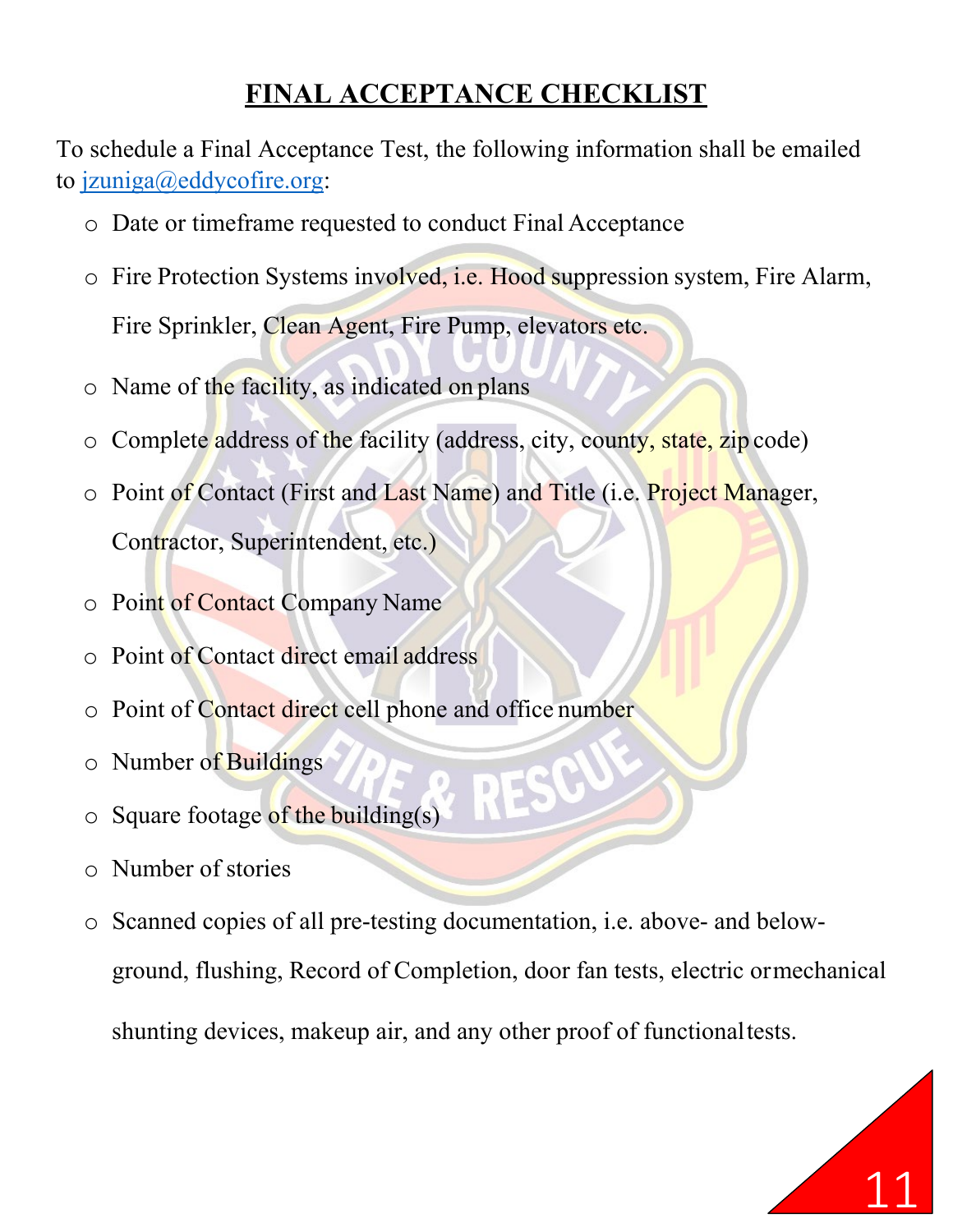# FINAL ACCEPTANCE CHECKLIST

To schedule a Final Acceptance Test, the following information shall be emailed to jzuniga@eddycofire.org:

- Date or timeframe requested to conduct Final Acceptance
- Fire Protection Systems involved, i.e. Hood suppression system, Fire Alarm, Fire Sprinkler, Clean Agent, Fire Pump, elevators etc.
- Name of the facility, as indicated on plans
- Complete address of the facility (address, city, county, state, zip code)
- Point of Contact (First and Last Name) and Title (i.e. Project Manager, Contractor, Superintendent, etc.)
- Point of Contact Company Name
- Point of Contact direct email address
- Point of Contact direct cell phone and office number
- Number of Buildings
- Square footage of the building(s)
- Number of stories
- Scanned copies of all pre-testing documentation, i.e. above- and below-ground, flushing, Record of Completion, door fan tests, electric or mechanical shunting devices, makeup air, and any other proof of functional tests.